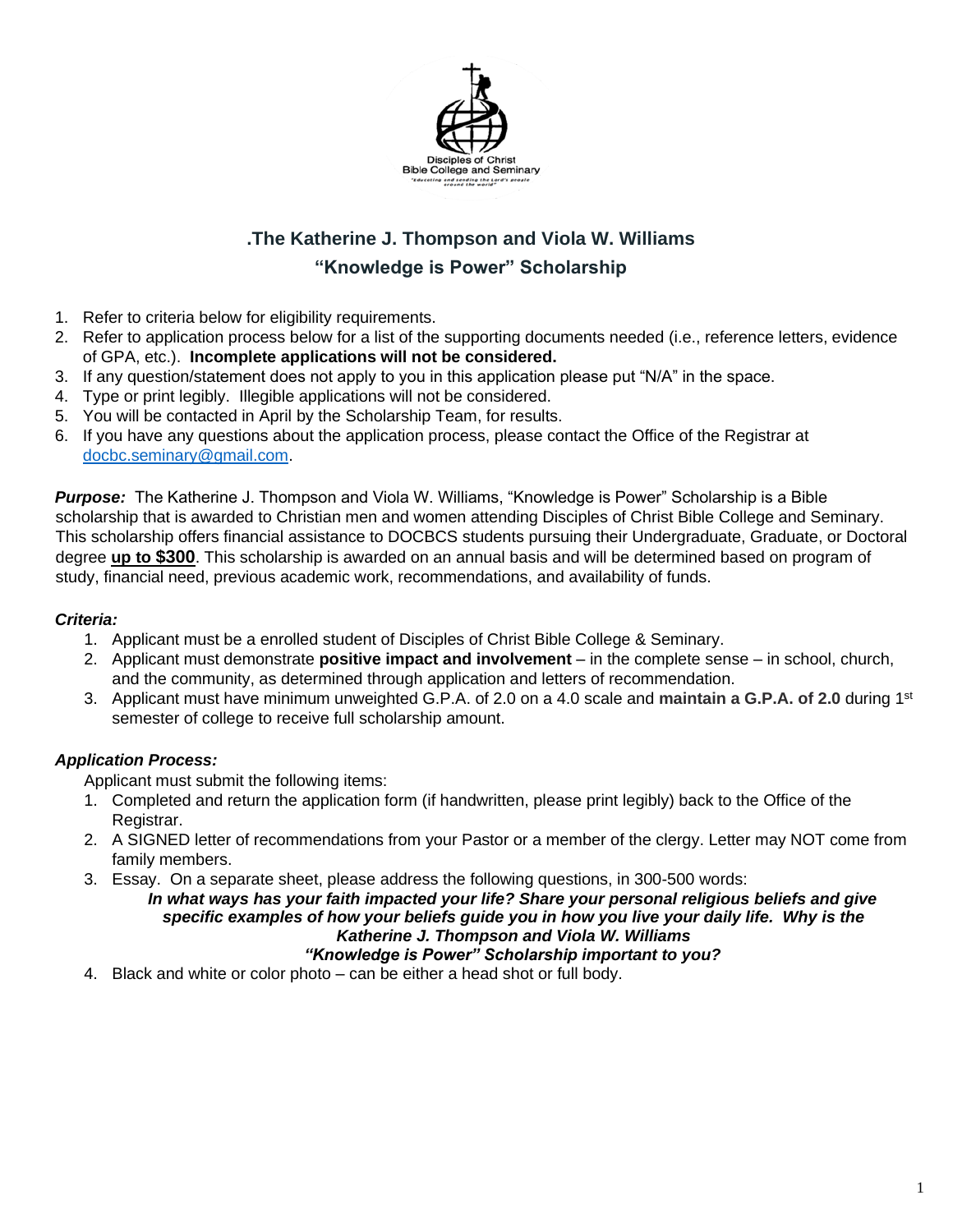Disciples of Christ
Bible College and Seminary
"Educating and sending the Lord's people around the world"

## .The Katherine J. Thompson and Viola W. Williams
## "Knowledge is Power" Scholarship

1. Refer to criteria below for eligibility requirements.
2. Refer to application process below for a list of the supporting documents needed (i.e., reference letters, evidence of GPA, etc.). **Incomplete applications will not be considered.**
3. If any question/statement does not apply to you in this application please put "N/A" in the space.
4. Type or print legibly. Illegible applications will not be considered.
5. You will be contacted in April by the Scholarship Team, for results.
6. If you have any questions about the application process, please contact the Office of the Registrar at docbc.seminary@gmail.com.

***Purpose:*** The Katherine J. Thompson and Viola W. Williams, "Knowledge is Power" Scholarship is a Bible scholarship that is awarded to Christian men and women attending Disciples of Christ Bible College and Seminary. This scholarship offers financial assistance to DOCBCS students pursuing their Undergraduate, Graduate, or Doctoral degree **up to $300**. This scholarship is awarded on an annual basis and will be determined based on program of study, financial need, previous academic work, recommendations, and availability of funds.

***Criteria:***

1. Applicant must be a enrolled student of Disciples of Christ Bible College & Seminary.
2. Applicant must demonstrate **positive impact and involvement** – in the complete sense – in school, church, and the community, as determined through application and letters of recommendation.
3. Applicant must have minimum unweighted G.P.A. of 2.0 on a 4.0 scale and **maintain a G.P.A. of 2.0** during 1st semester of college to receive full scholarship amount.

***Application Process:***

Applicant must submit the following items:

1. Completed and return the application form (if handwritten, please print legibly) back to the Office of the Registrar.
2. A SIGNED letter of recommendations from your Pastor or a member of the clergy. Letter may NOT come from family members.
3. Essay. On a separate sheet, please address the following questions, in 300-500 words:
   ***In what ways has your faith impacted your life? Share your personal religious beliefs and give specific examples of how your beliefs guide you in how you live your daily life. Why is the Katherine J. Thompson and Viola W. Williams "Knowledge is Power" Scholarship important to you?***
4. Black and white or color photo – can be either a head shot or full body.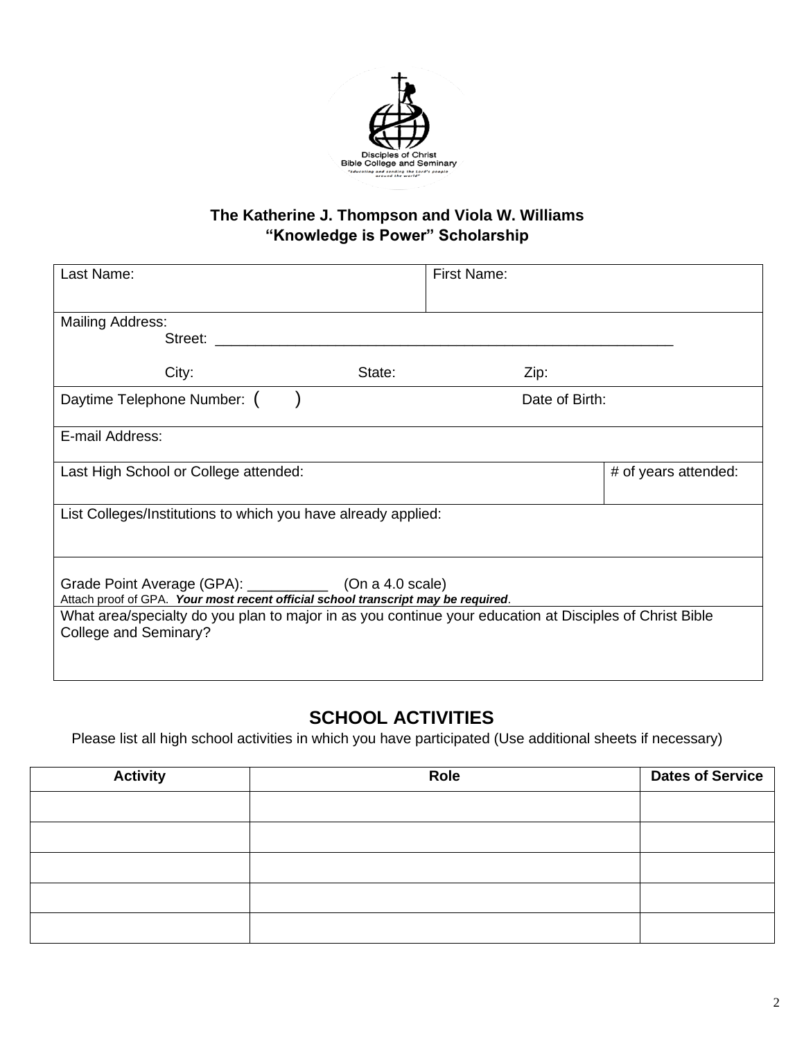Disciples of Christ
Bible College and Seminary
"educating and sending the Lord's people around the world"

**The Katherine J. Thompson and Viola W. Williams**
**"Knowledge is Power" Scholarship**

| Last Name: | First Name: |
|---|---|

Mailing Address:
Street: ________________________________________________________
City: State: Zip:

Daytime Telephone Number: ( ) Date of Birth:

E-mail Address:

| Last High School or College attended: | # of years attended: |
|---|---|

List Colleges/Institutions to which you have already applied:

Grade Point Average (GPA): __________ (On a 4.0 scale)
Attach proof of GPA. ***Your most recent official school transcript may be required***.

What area/specialty do you plan to major in as you continue your education at Disciples of Christ Bible College and Seminary?

## SCHOOL ACTIVITIES

Please list all high school activities in which you have participated (Use additional sheets if necessary)

| Activity | Role | Dates of Service |
|---|---|---|
| | | |
| | | |
| | | |
| | | |
| | | |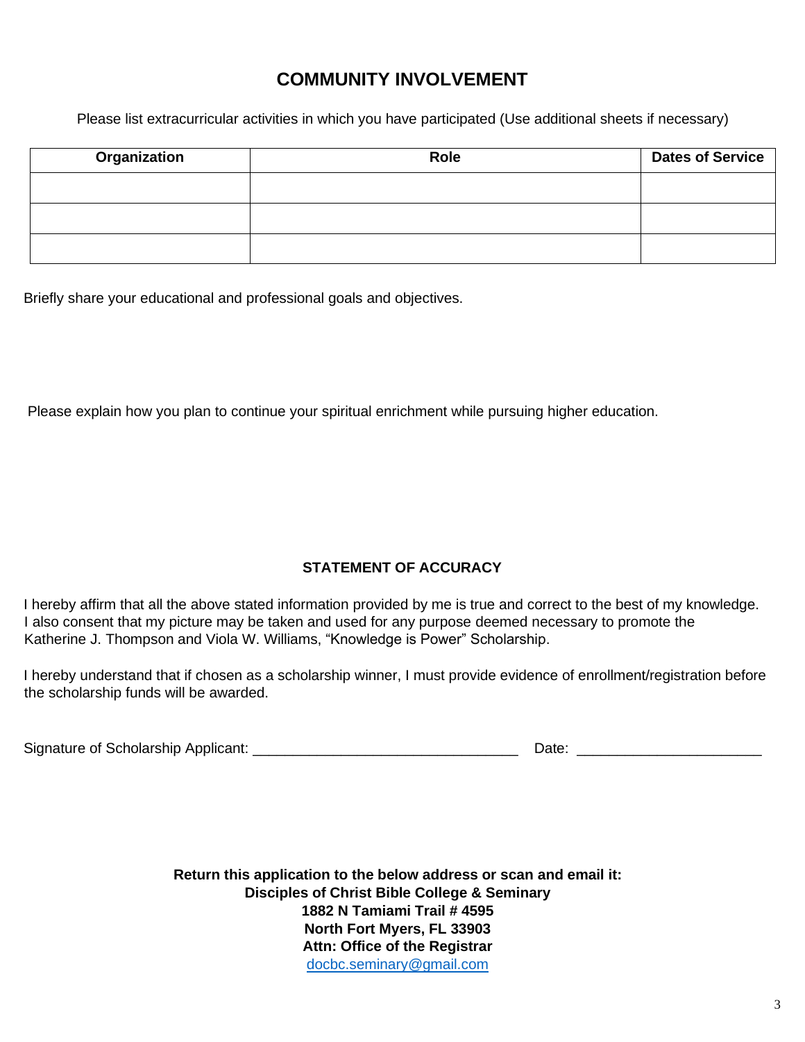# COMMUNITY INVOLVEMENT

Please list extracurricular activities in which you have participated (Use additional sheets if necessary)

| Organization | Role | Dates of Service |
|---|---|---|
| | | |
| | | |
| | | |

Briefly share your educational and professional goals and objectives.

Please explain how you plan to continue your spiritual enrichment while pursuing higher education.

**STATEMENT OF ACCURACY**

I hereby affirm that all the above stated information provided by me is true and correct to the best of my knowledge. I also consent that my picture may be taken and used for any purpose deemed necessary to promote the Katherine J. Thompson and Viola W. Williams, "Knowledge is Power" Scholarship.

I hereby understand that if chosen as a scholarship winner, I must provide evidence of enrollment/registration before the scholarship funds will be awarded.

Signature of Scholarship Applicant: _________________________________ Date: ______________________

**Return this application to the below address or scan and email it:**
**Disciples of Christ Bible College & Seminary**
**1882 N Tamiami Trail # 4595**
**North Fort Myers, FL 33903**
**Attn: Office of the Registrar**
docbc.seminary@gmail.com